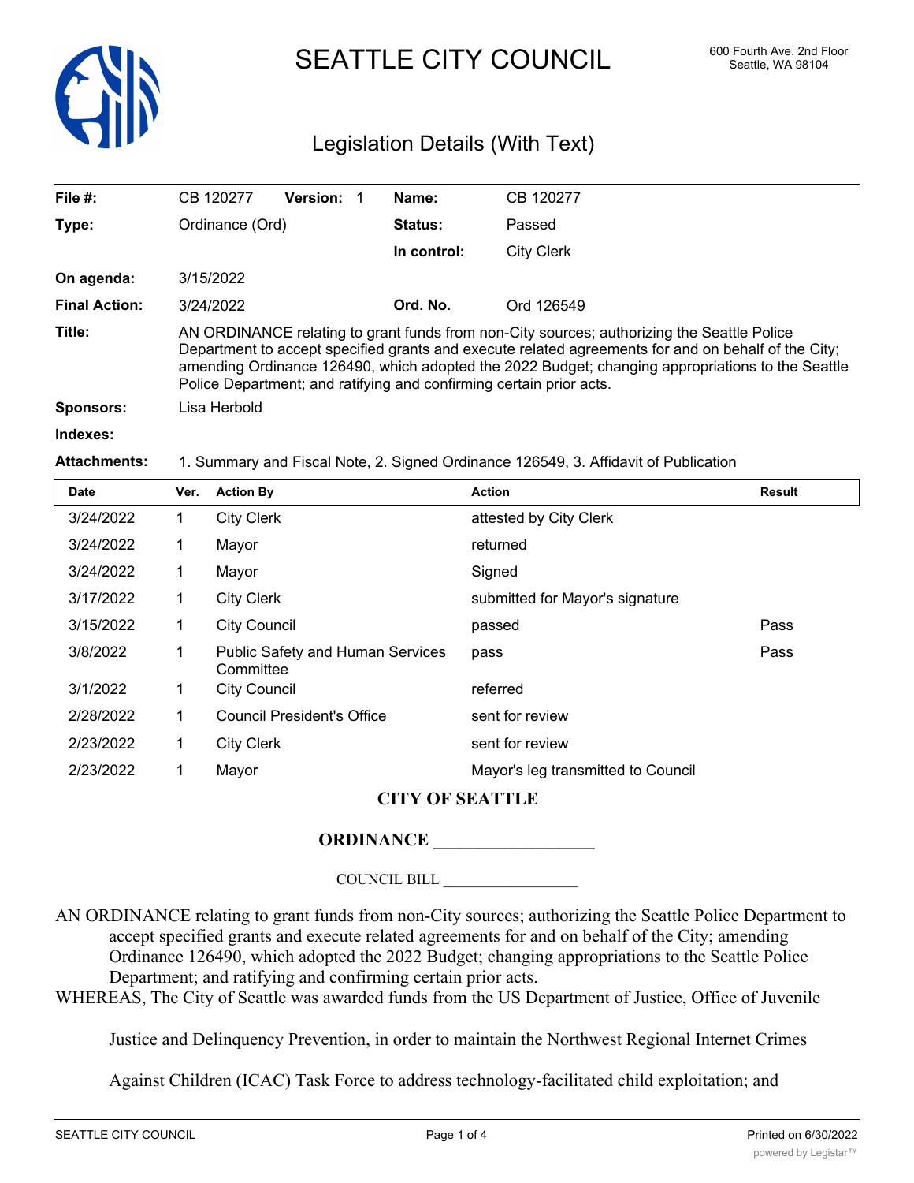# SEATTLE CITY COUNCIL

600 Fourth Ave. 2nd Floor
Seattle, WA 98104

## Legislation Details (With Text)

| | | | |
|---|---|---|---|
| **File #:** | CB 120277 **Version:** 1 | **Name:** | CB 120277 |
| **Type:** | Ordinance (Ord) | **Status:** | Passed |
| | | **In control:** | City Clerk |
| **On agenda:** | 3/15/2022 | | |
| **Final Action:** | 3/24/2022 | **Ord. No.** | Ord 126549 |

**Title:** AN ORDINANCE relating to grant funds from non-City sources; authorizing the Seattle Police Department to accept specified grants and execute related agreements for and on behalf of the City; amending Ordinance 126490, which adopted the 2022 Budget; changing appropriations to the Seattle Police Department; and ratifying and confirming certain prior acts.

**Sponsors:** Lisa Herbold

**Indexes:**

**Attachments:** 1. Summary and Fiscal Note, 2. Signed Ordinance 126549, 3. Affidavit of Publication

| Date | Ver. | Action By | Action | Result |
|---|---|---|---|---|
| 3/24/2022 | 1 | City Clerk | attested by City Clerk | |
| 3/24/2022 | 1 | Mayor | returned | |
| 3/24/2022 | 1 | Mayor | Signed | |
| 3/17/2022 | 1 | City Clerk | submitted for Mayor's signature | |
| 3/15/2022 | 1 | City Council | passed | Pass |
| 3/8/2022 | 1 | Public Safety and Human Services Committee | pass | Pass |
| 3/1/2022 | 1 | City Council | referred | |
| 2/28/2022 | 1 | Council President's Office | sent for review | |
| 2/23/2022 | 1 | City Clerk | sent for review | |
| 2/23/2022 | 1 | Mayor | Mayor's leg transmitted to Council | |

**CITY OF SEATTLE**

**ORDINANCE __________________**

COUNCIL BILL __________________

AN ORDINANCE relating to grant funds from non-City sources; authorizing the Seattle Police Department to accept specified grants and execute related agreements for and on behalf of the City; amending Ordinance 126490, which adopted the 2022 Budget; changing appropriations to the Seattle Police Department; and ratifying and confirming certain prior acts.

WHEREAS, The City of Seattle was awarded funds from the US Department of Justice, Office of Juvenile Justice and Delinquency Prevention, in order to maintain the Northwest Regional Internet Crimes Against Children (ICAC) Task Force to address technology-facilitated child exploitation; and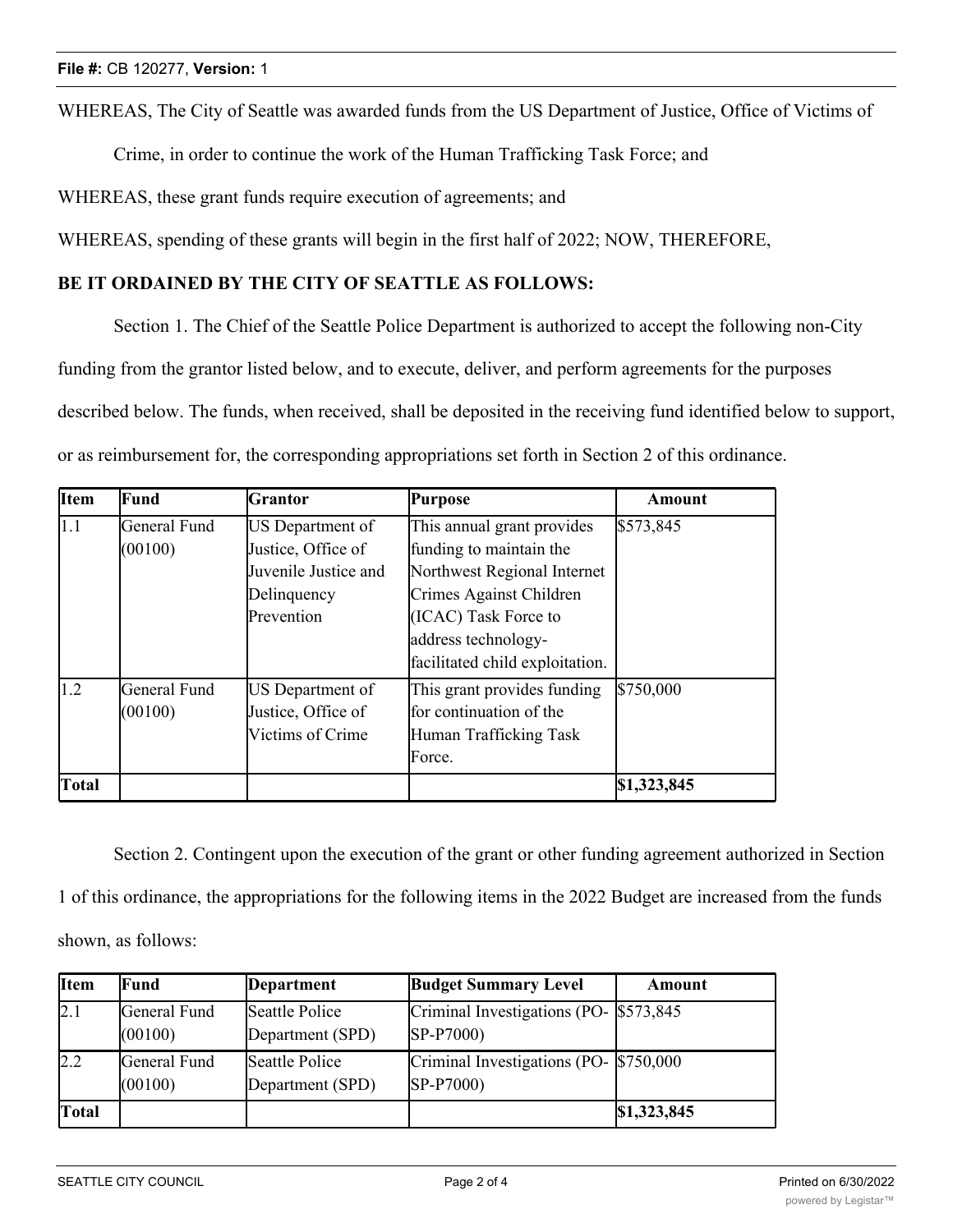WHEREAS, The City of Seattle was awarded funds from the US Department of Justice, Office of Victims of Crime, in order to continue the work of the Human Trafficking Task Force; and

WHEREAS, these grant funds require execution of agreements; and

WHEREAS, spending of these grants will begin in the first half of 2022; NOW, THEREFORE,

**BE IT ORDAINED BY THE CITY OF SEATTLE AS FOLLOWS:**

Section 1. The Chief of the Seattle Police Department is authorized to accept the following non-City funding from the grantor listed below, and to execute, deliver, and perform agreements for the purposes described below. The funds, when received, shall be deposited in the receiving fund identified below to support, or as reimbursement for, the corresponding appropriations set forth in Section 2 of this ordinance.

| Item | Fund | Grantor | Purpose | Amount |
| --- | --- | --- | --- | --- |
| 1.1 | General Fund (00100) | US Department of Justice, Office of Juvenile Justice and Delinquency Prevention | This annual grant provides funding to maintain the Northwest Regional Internet Crimes Against Children (ICAC) Task Force to address technology-facilitated child exploitation. | $573,845 |
| 1.2 | General Fund (00100) | US Department of Justice, Office of Victims of Crime | This grant provides funding for continuation of the Human Trafficking Task Force. | $750,000 |
| **Total** | | | | **$1,323,845** |

Section 2. Contingent upon the execution of the grant or other funding agreement authorized in Section 1 of this ordinance, the appropriations for the following items in the 2022 Budget are increased from the funds shown, as follows:

| Item | Fund | Department | Budget Summary Level | Amount |
| --- | --- | --- | --- | --- |
| 2.1 | General Fund (00100) | Seattle Police Department (SPD) | Criminal Investigations (PO-SP-P7000) | $573,845 |
| 2.2 | General Fund (00100) | Seattle Police Department (SPD) | Criminal Investigations (PO-SP-P7000) | $750,000 |
| **Total** | | | | **$1,323,845** |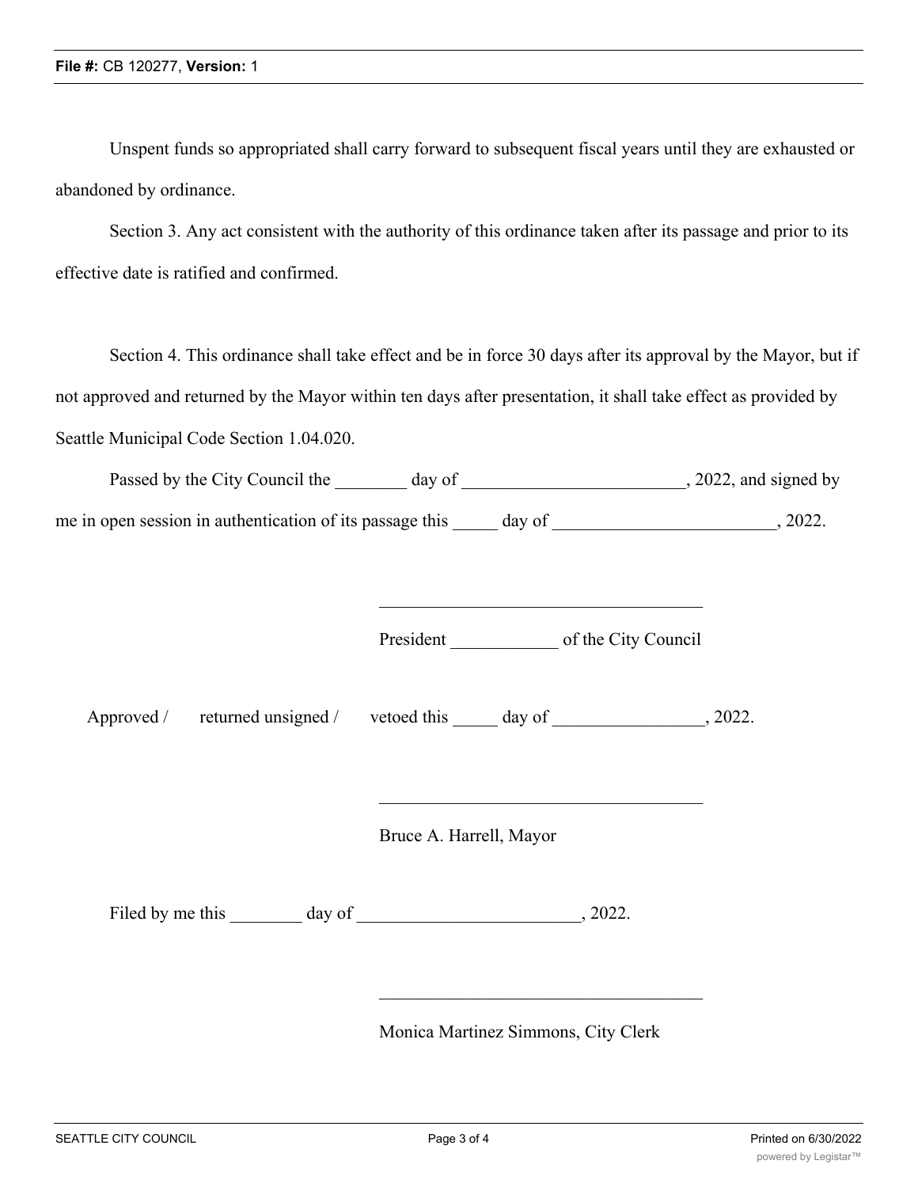Unspent funds so appropriated shall carry forward to subsequent fiscal years until they are exhausted or abandoned by ordinance.

Section 3. Any act consistent with the authority of this ordinance taken after its passage and prior to its effective date is ratified and confirmed.

Section 4. This ordinance shall take effect and be in force 30 days after its approval by the Mayor, but if not approved and returned by the Mayor within ten days after presentation, it shall take effect as provided by Seattle Municipal Code Section 1.04.020.

Passed by the City Council the ________ day of _________________________, 2022, and signed by me in open session in authentication of its passage this _____ day of _________________________, 2022.

____________________________________

President ____________ of the City Council

Approved / returned unsigned / vetoed this _____ day of _________________, 2022.

____________________________________

Bruce A. Harrell, Mayor

Filed by me this ________ day of _________________________, 2022.

____________________________________

Monica Martinez Simmons, City Clerk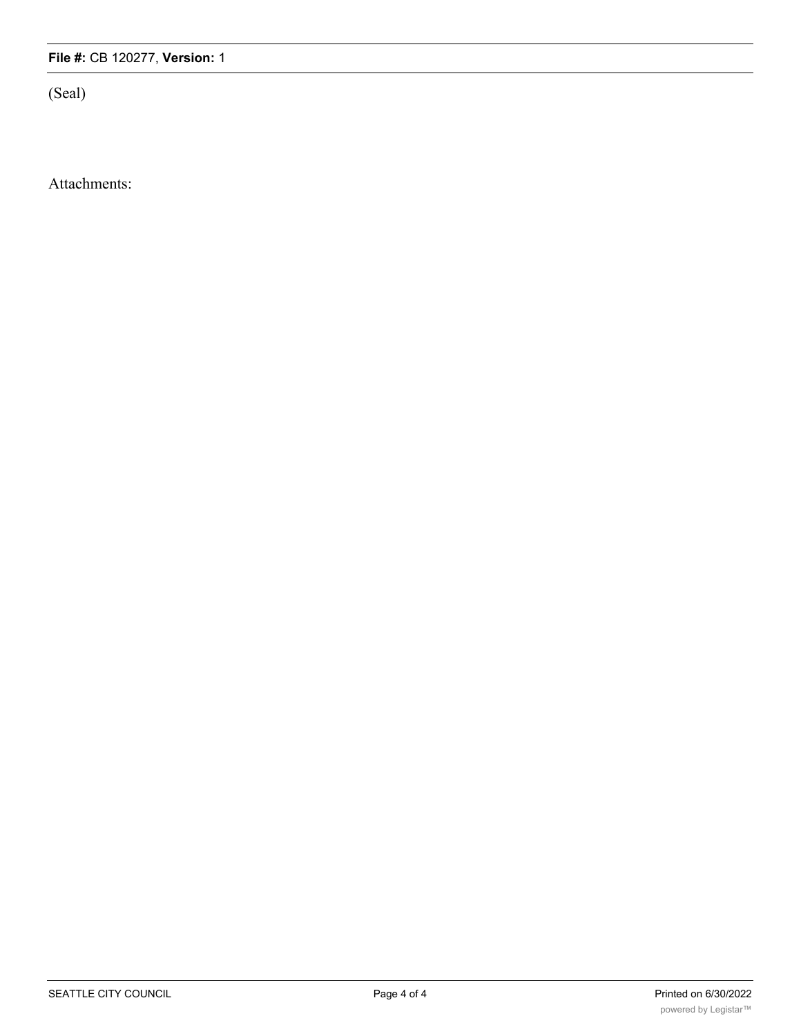(Seal)

Attachments: